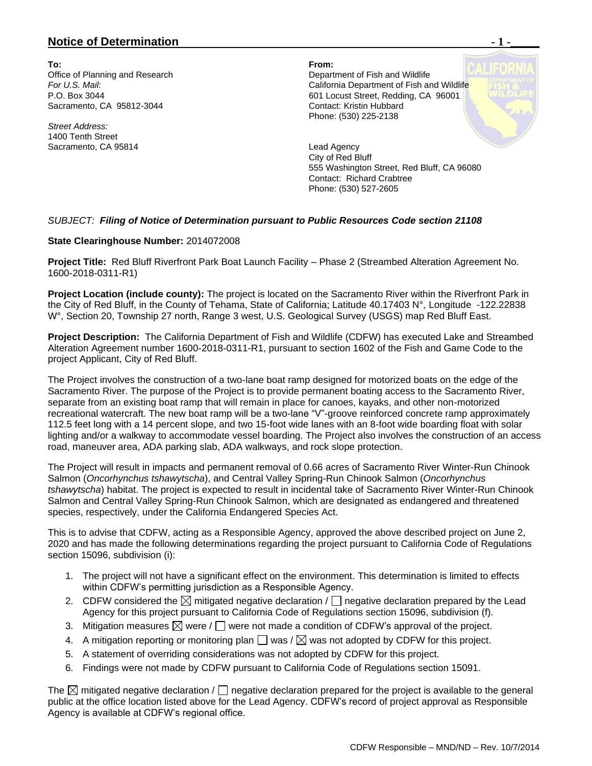## Notice of Determination

**To:**
Office of Planning and Research
*For U.S. Mail:*
P.O. Box 3044
Sacramento, CA 95812-3044

*Street Address:*
1400 Tenth Street
Sacramento, CA 95814

**From:**
Department of Fish and Wildlife
California Department of Fish and Wildlife
601 Locust Street, Redding, CA 96001
Contact: Kristin Hubbard
Phone: (530) 225-2138

Lead Agency
City of Red Bluff
555 Washington Street, Red Bluff, CA 96080
Contact: Richard Crabtree
Phone: (530) 527-2605

*SUBJECT: **Filing of Notice of Determination pursuant to Public Resources Code section 21108***

**State Clearinghouse Number:** 2014072008

**Project Title:** Red Bluff Riverfront Park Boat Launch Facility – Phase 2 (Streambed Alteration Agreement No. 1600-2018-0311-R1)

**Project Location (include county):** The project is located on the Sacramento River within the Riverfront Park in the City of Red Bluff, in the County of Tehama, State of California; Latitude 40.17403 N°, Longitude -122.22838 W°, Section 20, Township 27 north, Range 3 west, U.S. Geological Survey (USGS) map Red Bluff East.

**Project Description:** The California Department of Fish and Wildlife (CDFW) has executed Lake and Streambed Alteration Agreement number 1600-2018-0311-R1, pursuant to section 1602 of the Fish and Game Code to the project Applicant, City of Red Bluff.

The Project involves the construction of a two-lane boat ramp designed for motorized boats on the edge of the Sacramento River. The purpose of the Project is to provide permanent boating access to the Sacramento River, separate from an existing boat ramp that will remain in place for canoes, kayaks, and other non-motorized recreational watercraft. The new boat ramp will be a two-lane "V"-groove reinforced concrete ramp approximately 112.5 feet long with a 14 percent slope, and two 15-foot wide lanes with an 8-foot wide boarding float with solar lighting and/or a walkway to accommodate vessel boarding. The Project also involves the construction of an access road, maneuver area, ADA parking slab, ADA walkways, and rock slope protection.

The Project will result in impacts and permanent removal of 0.66 acres of Sacramento River Winter-Run Chinook Salmon (*Oncorhynchus tshawytscha*), and Central Valley Spring-Run Chinook Salmon (*Oncorhynchus tshawytscha*) habitat. The project is expected to result in incidental take of Sacramento River Winter-Run Chinook Salmon and Central Valley Spring-Run Chinook Salmon, which are designated as endangered and threatened species, respectively, under the California Endangered Species Act.

This is to advise that CDFW, acting as a Responsible Agency, approved the above described project on June 2, 2020 and has made the following determinations regarding the project pursuant to California Code of Regulations section 15096, subdivision (i):

1. The project will not have a significant effect on the environment. This determination is limited to effects within CDFW's permitting jurisdiction as a Responsible Agency.
2. CDFW considered the ☒ mitigated negative declaration / ☐ negative declaration prepared by the Lead Agency for this project pursuant to California Code of Regulations section 15096, subdivision (f).
3. Mitigation measures ☒ were / ☐ were not made a condition of CDFW's approval of the project.
4. A mitigation reporting or monitoring plan ☐ was / ☒ was not adopted by CDFW for this project.
5. A statement of overriding considerations was not adopted by CDFW for this project.
6. Findings were not made by CDFW pursuant to California Code of Regulations section 15091.

The ☒ mitigated negative declaration / ☐ negative declaration prepared for the project is available to the general public at the office location listed above for the Lead Agency. CDFW's record of project approval as Responsible Agency is available at CDFW's regional office.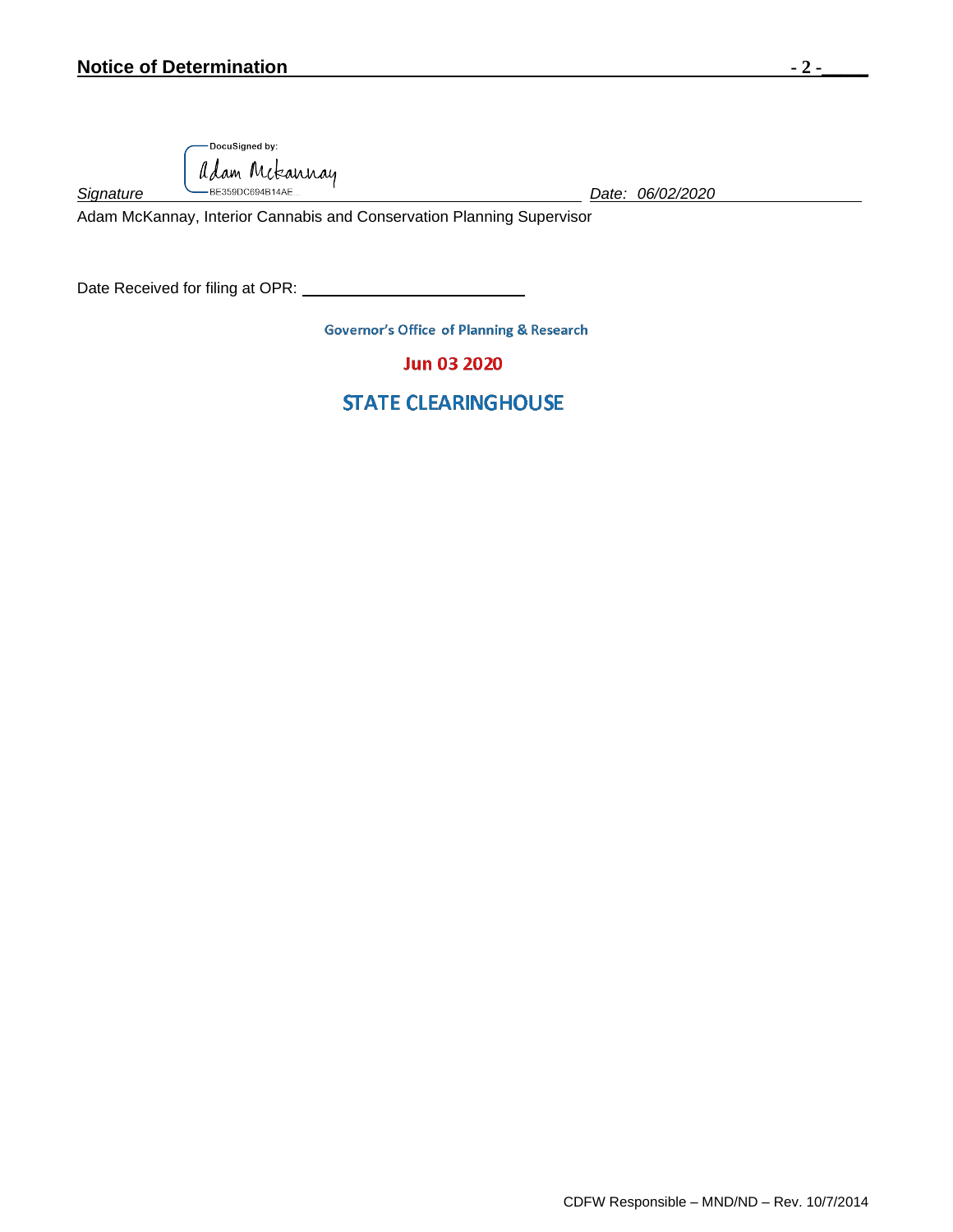DocuSigned by:
Adam McKannay
BE359DC694B14AE...

*Signature* *Date: 06/02/2020*

Adam McKannay, Interior Cannabis and Conservation Planning Supervisor

Date Received for filing at OPR: ____________________

Governor's Office of Planning & Research

Jun 03 2020

STATE CLEARINGHOUSE